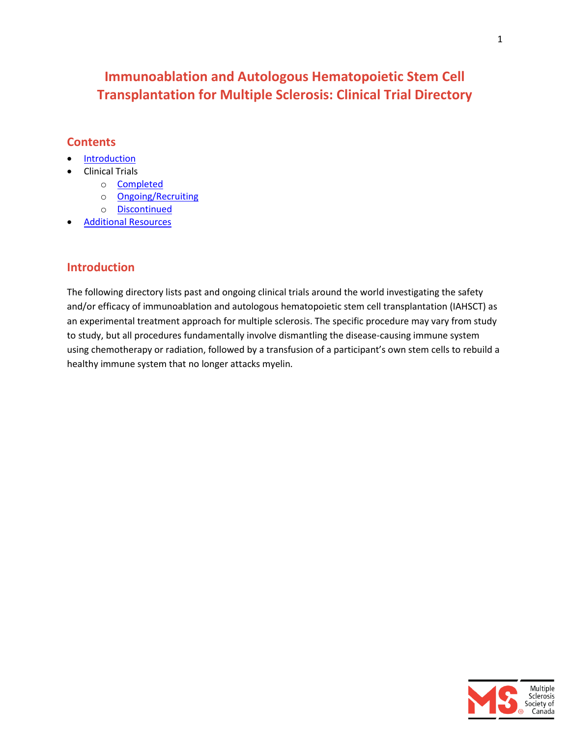# Immunoablation and Autologous Hematopoietic Stem Cell Transplantation for Multiple Sclerosis: Clinical Trial Directory

## Contents

- Introduction
- Clinical Trials
  - Completed
  - Ongoing/Recruiting
  - Discontinued
- Additional Resources

## Introduction

The following directory lists past and ongoing clinical trials around the world investigating the safety and/or efficacy of immunoablation and autologous hematopoietic stem cell transplantation (IAHSCT) as an experimental treatment approach for multiple sclerosis. The specific procedure may vary from study to study, but all procedures fundamentally involve dismantling the disease-causing immune system using chemotherapy or radiation, followed by a transfusion of a participant's own stem cells to rebuild a healthy immune system that no longer attacks myelin.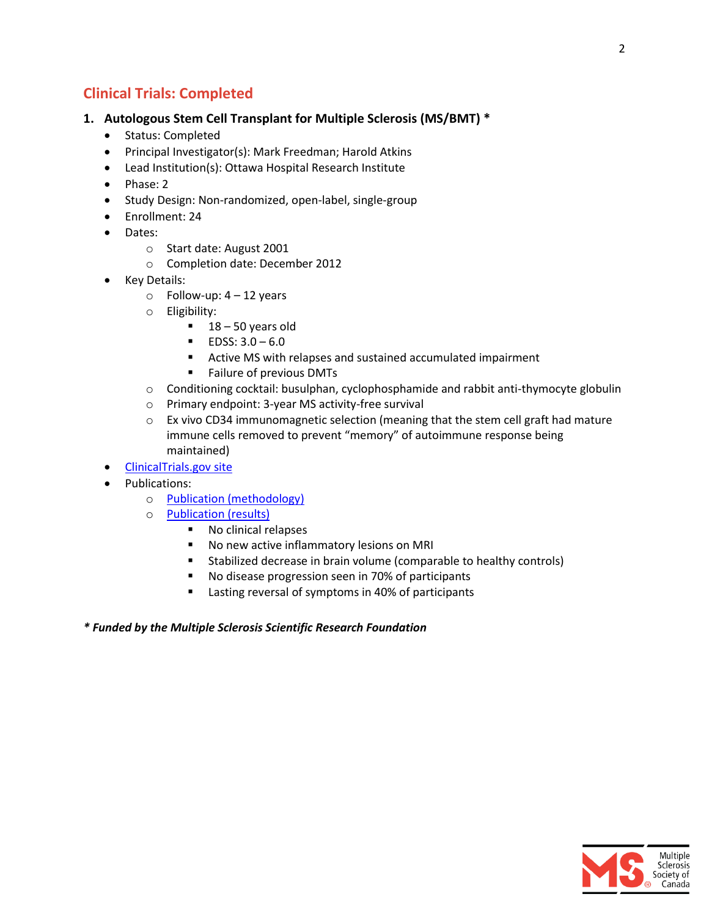## Clinical Trials: Completed

### 1. Autologous Stem Cell Transplant for Multiple Sclerosis (MS/BMT) *

- Status: Completed
- Principal Investigator(s): Mark Freedman; Harold Atkins
- Lead Institution(s): Ottawa Hospital Research Institute
- Phase: 2
- Study Design: Non-randomized, open-label, single-group
- Enrollment: 24
- Dates:
  - Start date: August 2001
  - Completion date: December 2012
- Key Details:
  - Follow-up: 4 – 12 years
  - Eligibility:
    - 18 – 50 years old
    - EDSS: 3.0 – 6.0
    - Active MS with relapses and sustained accumulated impairment
    - Failure of previous DMTs
  - Conditioning cocktail: busulphan, cyclophosphamide and rabbit anti-thymocyte globulin
  - Primary endpoint: 3-year MS activity-free survival
  - Ex vivo CD34 immunomagnetic selection (meaning that the stem cell graft had mature immune cells removed to prevent "memory" of autoimmune response being maintained)
- ClinicalTrials.gov site
- Publications:
  - Publication (methodology)
  - Publication (results)
    - No clinical relapses
    - No new active inflammatory lesions on MRI
    - Stabilized decrease in brain volume (comparable to healthy controls)
    - No disease progression seen in 70% of participants
    - Lasting reversal of symptoms in 40% of participants

***\* Funded by the Multiple Sclerosis Scientific Research Foundation***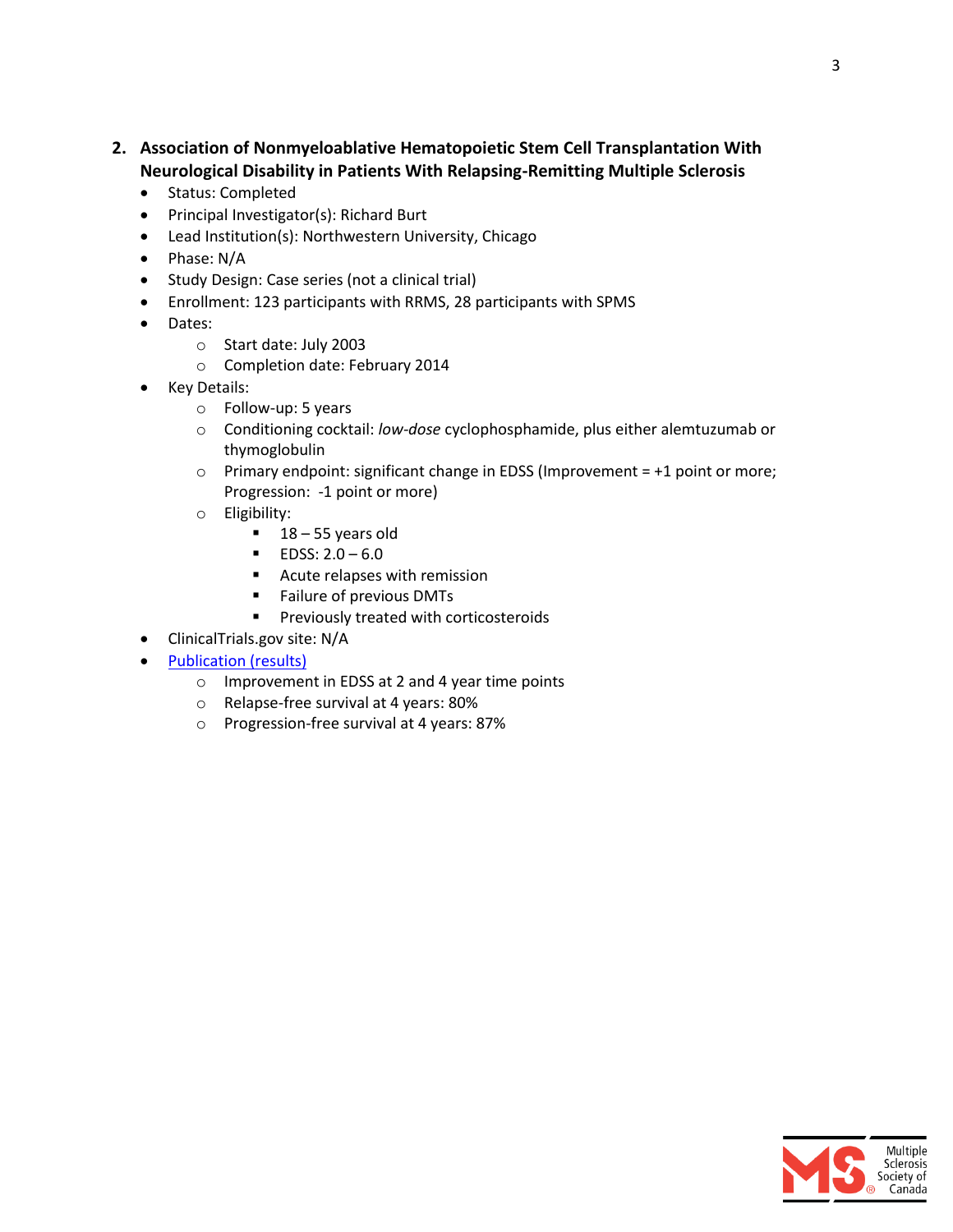## 2. Association of Nonmyeloablative Hematopoietic Stem Cell Transplantation With Neurological Disability in Patients With Relapsing-Remitting Multiple Sclerosis

- Status: Completed
- Principal Investigator(s): Richard Burt
- Lead Institution(s): Northwestern University, Chicago
- Phase: N/A
- Study Design: Case series (not a clinical trial)
- Enrollment: 123 participants with RRMS, 28 participants with SPMS
- Dates:
  - Start date: July 2003
  - Completion date: February 2014
- Key Details:
  - Follow-up: 5 years
  - Conditioning cocktail: *low-dose* cyclophosphamide, plus either alemtuzumab or thymoglobulin
  - Primary endpoint: significant change in EDSS (Improvement = +1 point or more; Progression: -1 point or more)
  - Eligibility:
    - 18 – 55 years old
    - EDSS: 2.0 – 6.0
    - Acute relapses with remission
    - Failure of previous DMTs
    - Previously treated with corticosteroids
- ClinicalTrials.gov site: N/A
- Publication (results)
  - Improvement in EDSS at 2 and 4 year time points
  - Relapse-free survival at 4 years: 80%
  - Progression-free survival at 4 years: 87%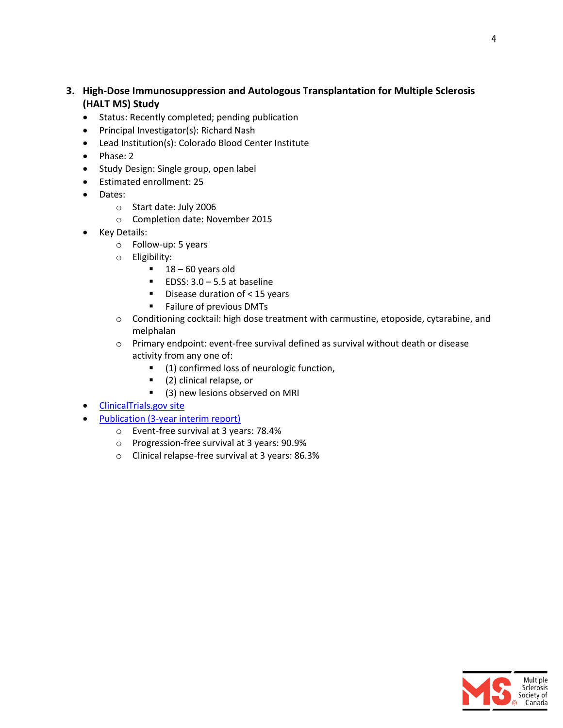### 3. High-Dose Immunosuppression and Autologous Transplantation for Multiple Sclerosis (HALT MS) Study

- Status: Recently completed; pending publication
- Principal Investigator(s): Richard Nash
- Lead Institution(s): Colorado Blood Center Institute
- Phase: 2
- Study Design: Single group, open label
- Estimated enrollment: 25
- Dates:
    - Start date: July 2006
    - Completion date: November 2015
- Key Details:
    - Follow-up: 5 years
    - Eligibility:
        - 18 – 60 years old
        - EDSS: 3.0 – 5.5 at baseline
        - Disease duration of < 15 years
        - Failure of previous DMTs
    - Conditioning cocktail: high dose treatment with carmustine, etoposide, cytarabine, and melphalan
    - Primary endpoint: event-free survival defined as survival without death or disease activity from any one of:
        - (1) confirmed loss of neurologic function,
        - (2) clinical relapse, or
        - (3) new lesions observed on MRI
- ClinicalTrials.gov site
- Publication (3-year interim report)
    - Event-free survival at 3 years: 78.4%
    - Progression-free survival at 3 years: 90.9%
    - Clinical relapse-free survival at 3 years: 86.3%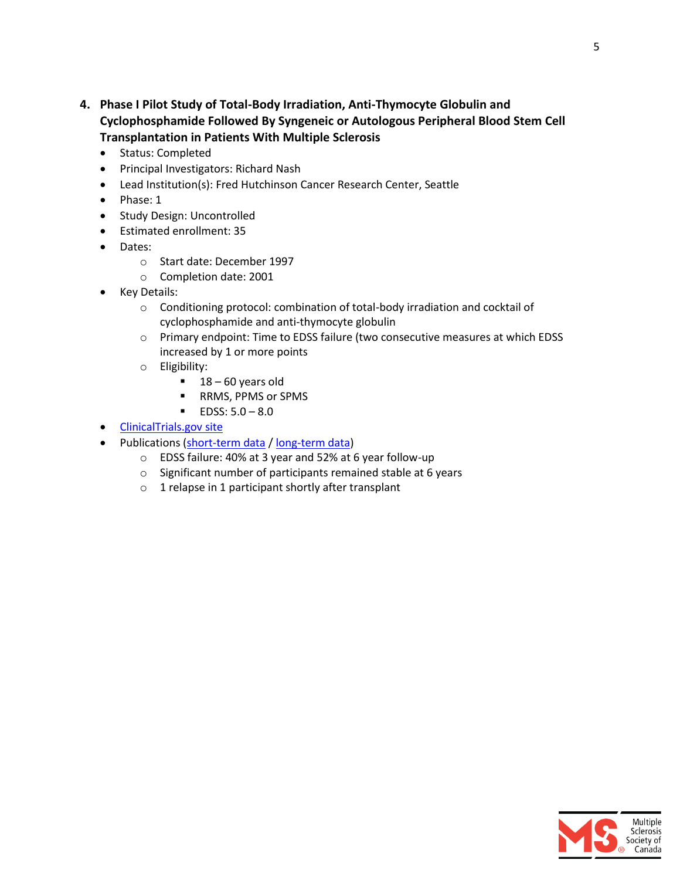4. **Phase I Pilot Study of Total-Body Irradiation, Anti-Thymocyte Globulin and Cyclophosphamide Followed By Syngeneic or Autologous Peripheral Blood Stem Cell Transplantation in Patients With Multiple Sclerosis**
   - Status: Completed
   - Principal Investigators: Richard Nash
   - Lead Institution(s): Fred Hutchinson Cancer Research Center, Seattle
   - Phase: 1
   - Study Design: Uncontrolled
   - Estimated enrollment: 35
   - Dates:
     - Start date: December 1997
     - Completion date: 2001
   - Key Details:
     - Conditioning protocol: combination of total-body irradiation and cocktail of cyclophosphamide and anti-thymocyte globulin
     - Primary endpoint: Time to EDSS failure (two consecutive measures at which EDSS increased by 1 or more points
     - Eligibility:
       - 18 – 60 years old
       - RRMS, PPMS or SPMS
       - EDSS: 5.0 – 8.0
   - ClinicalTrials.gov site
   - Publications (short-term data / long-term data)
     - EDSS failure: 40% at 3 year and 52% at 6 year follow-up
     - Significant number of participants remained stable at 6 years
     - 1 relapse in 1 participant shortly after transplant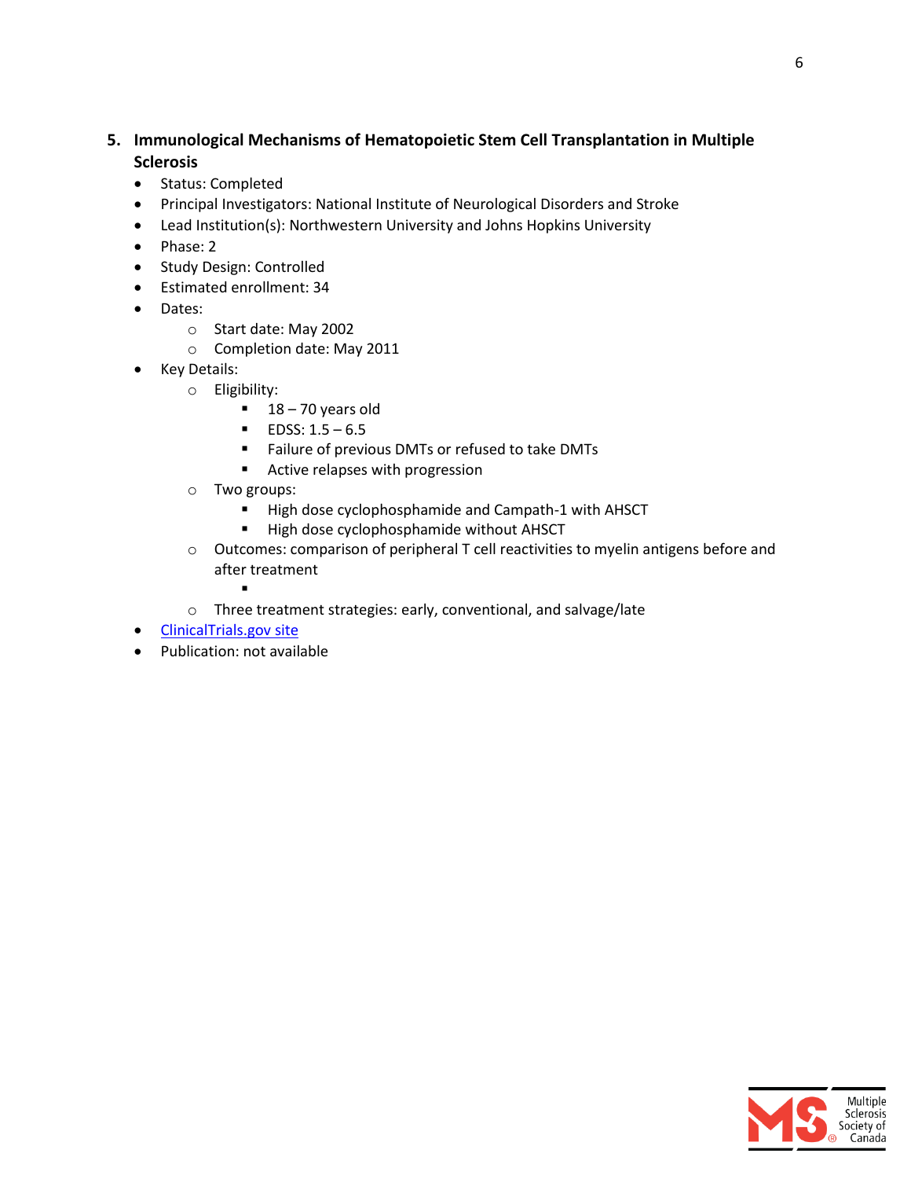5. **Immunological Mechanisms of Hematopoietic Stem Cell Transplantation in Multiple Sclerosis**

- Status: Completed
- Principal Investigators: National Institute of Neurological Disorders and Stroke
- Lead Institution(s): Northwestern University and Johns Hopkins University
- Phase: 2
- Study Design: Controlled
- Estimated enrollment: 34
- Dates:
  - Start date: May 2002
  - Completion date: May 2011
- Key Details:
  - Eligibility:
    - 18 – 70 years old
    - EDSS: 1.5 – 6.5
    - Failure of previous DMTs or refused to take DMTs
    - Active relapses with progression
  - Two groups:
    - High dose cyclophosphamide and Campath-1 with AHSCT
    - High dose cyclophosphamide without AHSCT
  - Outcomes: comparison of peripheral T cell reactivities to myelin antigens before and after treatment
    - 
  - Three treatment strategies: early, conventional, and salvage/late
- ClinicalTrials.gov site
- Publication: not available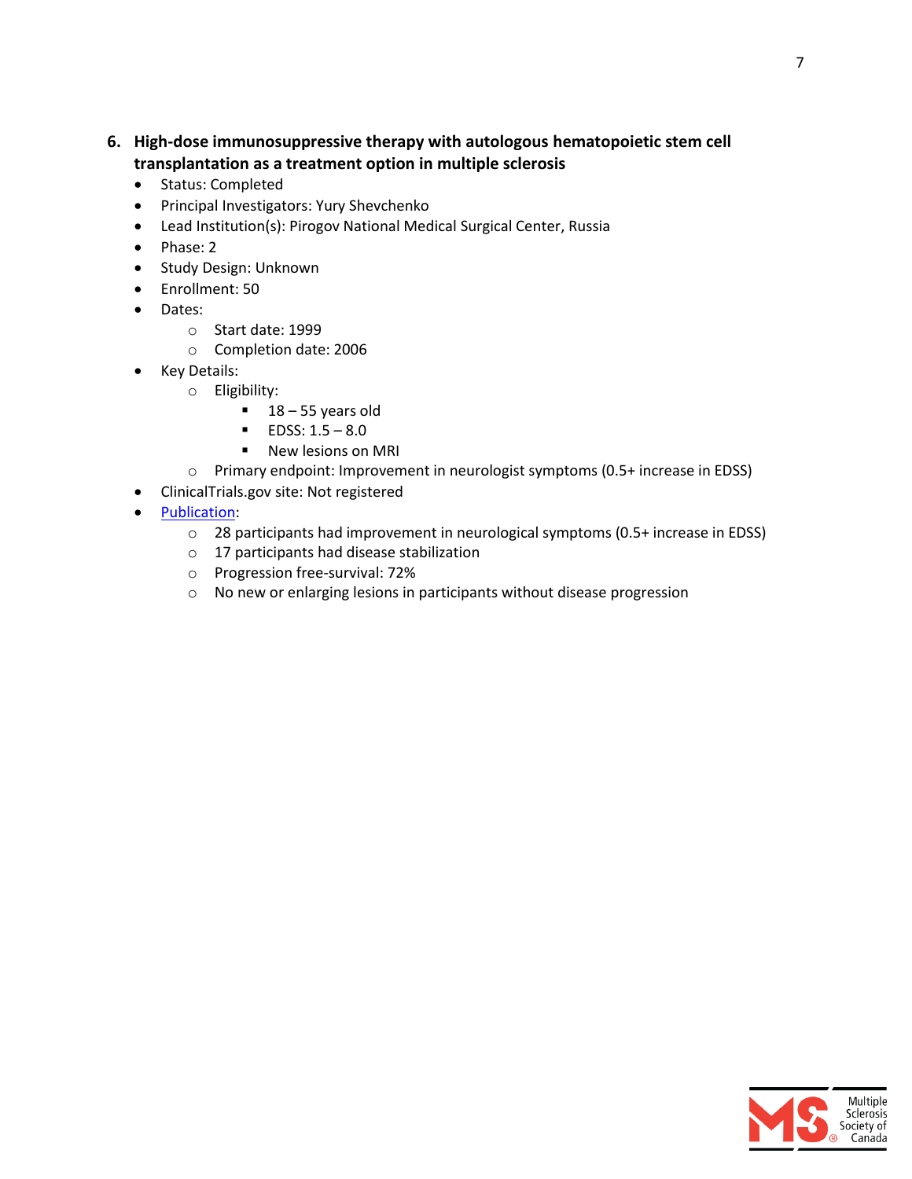6. **High-dose immunosuppressive therapy with autologous hematopoietic stem cell transplantation as a treatment option in multiple sclerosis**
   - Status: Completed
   - Principal Investigators: Yury Shevchenko
   - Lead Institution(s): Pirogov National Medical Surgical Center, Russia
   - Phase: 2
   - Study Design: Unknown
   - Enrollment: 50
   - Dates:
     - Start date: 1999
     - Completion date: 2006
   - Key Details:
     - Eligibility:
       - 18 – 55 years old
       - EDSS: 1.5 – 8.0
       - New lesions on MRI
     - Primary endpoint: Improvement in neurologist symptoms (0.5+ increase in EDSS)
   - ClinicalTrials.gov site: Not registered
   - Publication:
     - 28 participants had improvement in neurological symptoms (0.5+ increase in EDSS)
     - 17 participants had disease stabilization
     - Progression free-survival: 72%
     - No new or enlarging lesions in participants without disease progression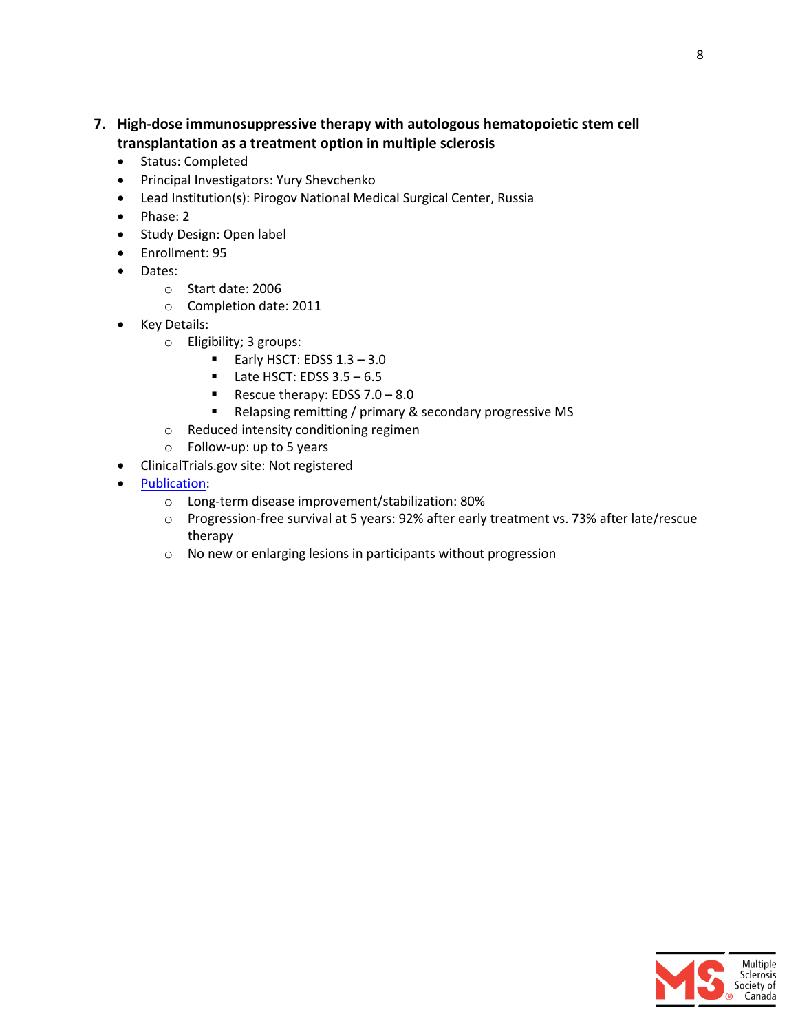7. **High-dose immunosuppressive therapy with autologous hematopoietic stem cell transplantation as a treatment option in multiple sclerosis**
   - Status: Completed
   - Principal Investigators: Yury Shevchenko
   - Lead Institution(s): Pirogov National Medical Surgical Center, Russia
   - Phase: 2
   - Study Design: Open label
   - Enrollment: 95
   - Dates:
     - Start date: 2006
     - Completion date: 2011
   - Key Details:
     - Eligibility; 3 groups:
       - Early HSCT: EDSS 1.3 – 3.0
       - Late HSCT: EDSS 3.5 – 6.5
       - Rescue therapy: EDSS 7.0 – 8.0
       - Relapsing remitting / primary & secondary progressive MS
     - Reduced intensity conditioning regimen
     - Follow-up: up to 5 years
   - ClinicalTrials.gov site: Not registered
   - Publication:
     - Long-term disease improvement/stabilization: 80%
     - Progression-free survival at 5 years: 92% after early treatment vs. 73% after late/rescue therapy
     - No new or enlarging lesions in participants without progression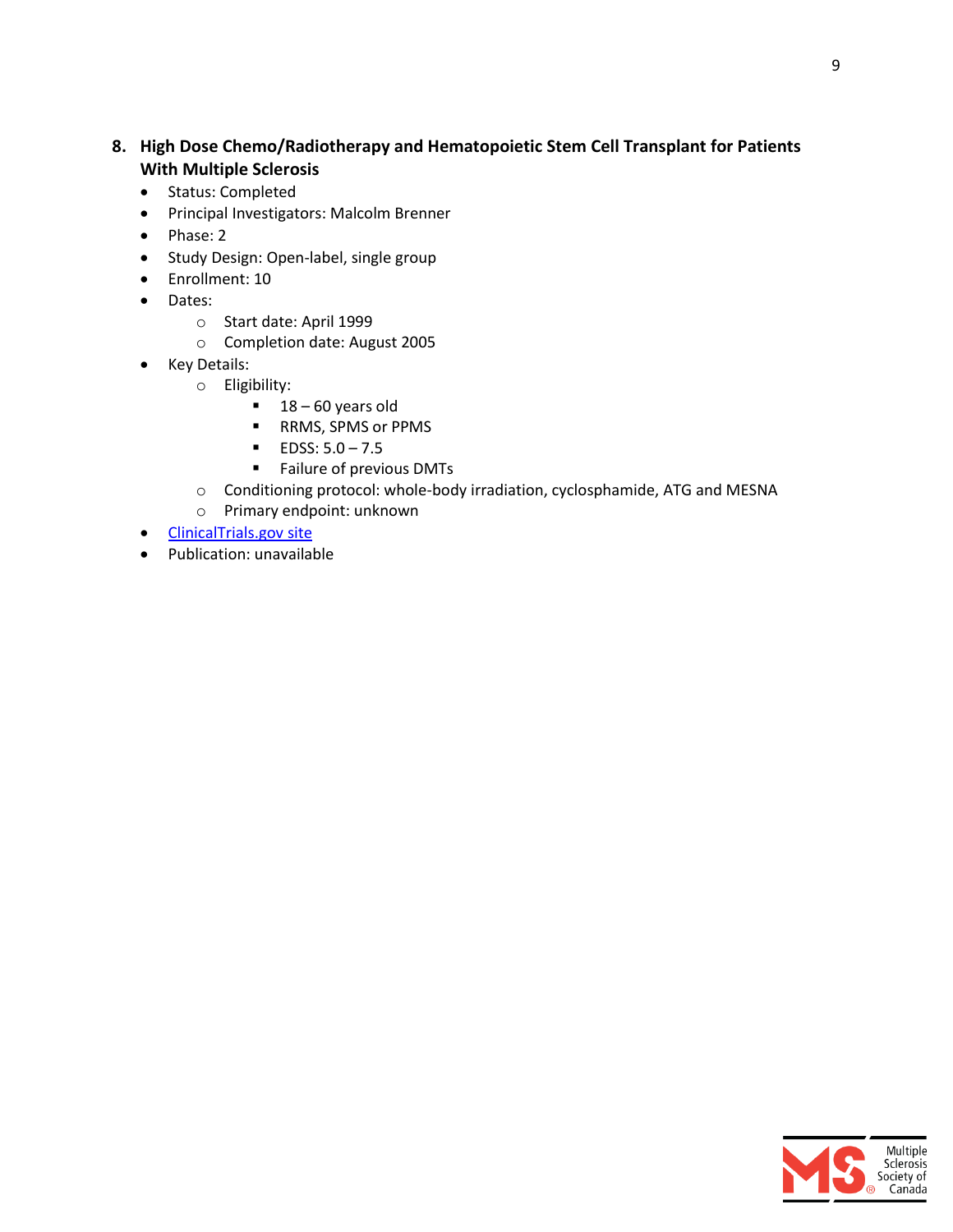**8. High Dose Chemo/Radiotherapy and Hematopoietic Stem Cell Transplant for Patients With Multiple Sclerosis**

- Status: Completed
- Principal Investigators: Malcolm Brenner
- Phase: 2
- Study Design: Open-label, single group
- Enrollment: 10
- Dates:
  - Start date: April 1999
  - Completion date: August 2005
- Key Details:
  - Eligibility:
    - 18 – 60 years old
    - RRMS, SPMS or PPMS
    - EDSS: 5.0 – 7.5
    - Failure of previous DMTs
  - Conditioning protocol: whole-body irradiation, cyclosphamide, ATG and MESNA
  - Primary endpoint: unknown
- ClinicalTrials.gov site
- Publication: unavailable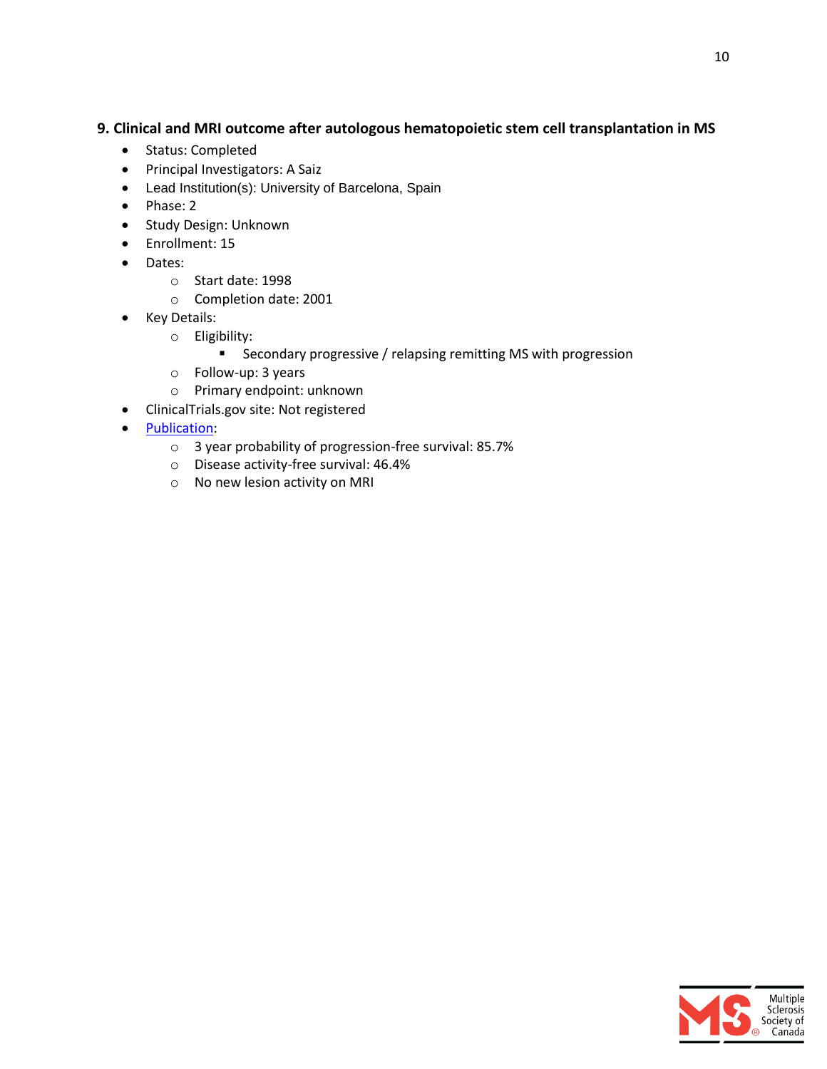### 9. Clinical and MRI outcome after autologous hematopoietic stem cell transplantation in MS

- Status: Completed
- Principal Investigators: A Saiz
- Lead Institution(s): University of Barcelona, Spain
- Phase: 2
- Study Design: Unknown
- Enrollment: 15
- Dates:
  - Start date: 1998
  - Completion date: 2001
- Key Details:
  - Eligibility:
    - Secondary progressive / relapsing remitting MS with progression
  - Follow-up: 3 years
  - Primary endpoint: unknown
- ClinicalTrials.gov site: Not registered
- Publication:
  - 3 year probability of progression-free survival: 85.7%
  - Disease activity-free survival: 46.4%
  - No new lesion activity on MRI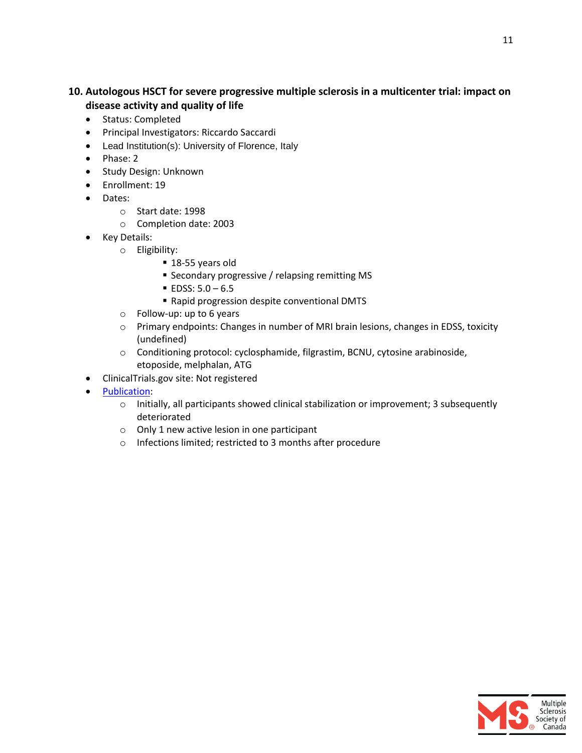## 10. Autologous HSCT for severe progressive multiple sclerosis in a multicenter trial: impact on disease activity and quality of life

- Status: Completed
- Principal Investigators: Riccardo Saccardi
- Lead Institution(s): University of Florence, Italy
- Phase: 2
- Study Design: Unknown
- Enrollment: 19
- Dates:
  - Start date: 1998
  - Completion date: 2003
- Key Details:
  - Eligibility:
    - 18-55 years old
    - Secondary progressive / relapsing remitting MS
    - EDSS: 5.0 – 6.5
    - Rapid progression despite conventional DMTS
  - Follow-up: up to 6 years
  - Primary endpoints: Changes in number of MRI brain lesions, changes in EDSS, toxicity (undefined)
  - Conditioning protocol: cyclosphamide, filgrastim, BCNU, cytosine arabinoside, etoposide, melphalan, ATG
- ClinicalTrials.gov site: Not registered
- Publication:
  - Initially, all participants showed clinical stabilization or improvement; 3 subsequently deteriorated
  - Only 1 new active lesion in one participant
  - Infections limited; restricted to 3 months after procedure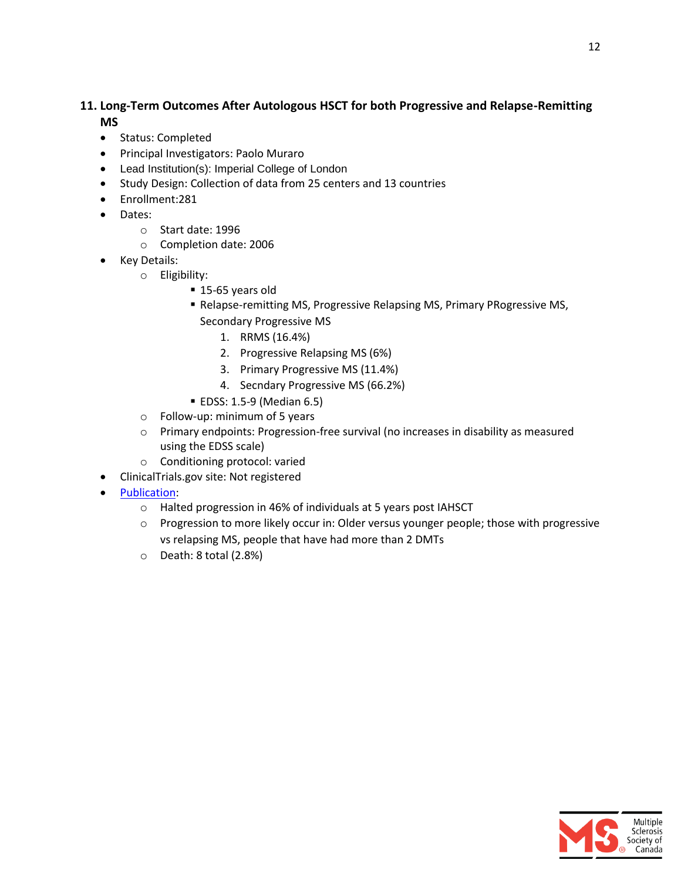## 11. Long-Term Outcomes After Autologous HSCT for both Progressive and Relapse-Remitting MS

- Status: Completed
- Principal Investigators: Paolo Muraro
- Lead Institution(s): Imperial College of London
- Study Design: Collection of data from 25 centers and 13 countries
- Enrollment:281
- Dates:
  - Start date: 1996
  - Completion date: 2006
- Key Details:
  - Eligibility:
    - 15-65 years old
    - Relapse-remitting MS, Progressive Relapsing MS, Primary PRogressive MS, Secondary Progressive MS
      1. RRMS (16.4%)
      2. Progressive Relapsing MS (6%)
      3. Primary Progressive MS (11.4%)
      4. Secndary Progressive MS (66.2%)
    - EDSS: 1.5-9 (Median 6.5)
  - Follow-up: minimum of 5 years
  - Primary endpoints: Progression-free survival (no increases in disability as measured using the EDSS scale)
  - Conditioning protocol: varied
- ClinicalTrials.gov site: Not registered
- Publication:
  - Halted progression in 46% of individuals at 5 years post IAHSCT
  - Progression to more likely occur in: Older versus younger people; those with progressive vs relapsing MS, people that have had more than 2 DMTs
  - Death: 8 total (2.8%)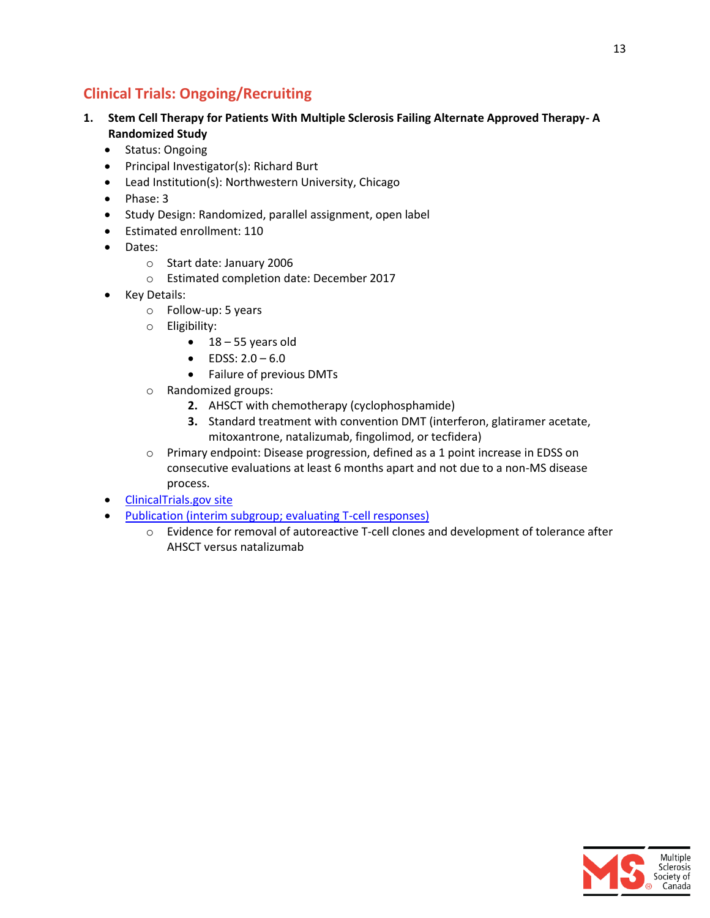## Clinical Trials: Ongoing/Recruiting

1. **Stem Cell Therapy for Patients With Multiple Sclerosis Failing Alternate Approved Therapy- A Randomized Study**
   - Status: Ongoing
   - Principal Investigator(s): Richard Burt
   - Lead Institution(s): Northwestern University, Chicago
   - Phase: 3
   - Study Design: Randomized, parallel assignment, open label
   - Estimated enrollment: 110
   - Dates:
     - Start date: January 2006
     - Estimated completion date: December 2017
   - Key Details:
     - Follow-up: 5 years
     - Eligibility:
       - 18 – 55 years old
       - EDSS: 2.0 – 6.0
       - Failure of previous DMTs
     - Randomized groups:
       2. AHSCT with chemotherapy (cyclophosphamide)
       3. Standard treatment with convention DMT (interferon, glatiramer acetate, mitoxantrone, natalizumab, fingolimod, or tecfidera)
     - Primary endpoint: Disease progression, defined as a 1 point increase in EDSS on consecutive evaluations at least 6 months apart and not due to a non-MS disease process.
   - ClinicalTrials.gov site
   - Publication (interim subgroup; evaluating T-cell responses)
     - Evidence for removal of autoreactive T-cell clones and development of tolerance after AHSCT versus natalizumab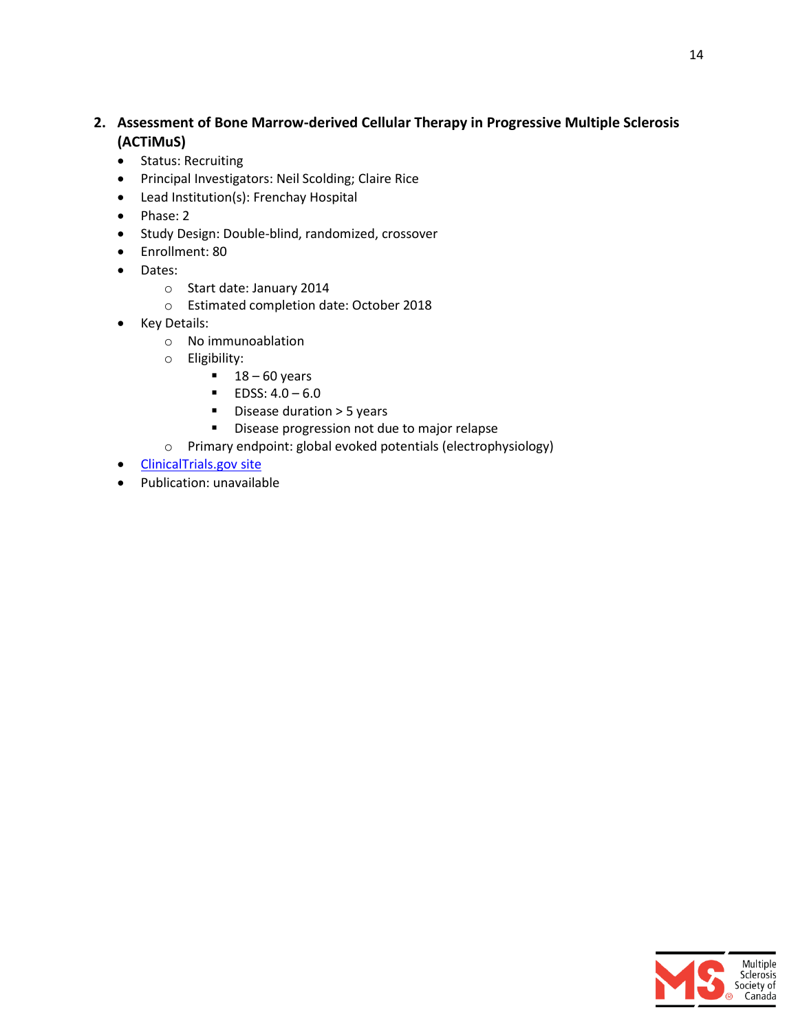2. **Assessment of Bone Marrow-derived Cellular Therapy in Progressive Multiple Sclerosis (ACTiMuS)**
   - Status: Recruiting
   - Principal Investigators: Neil Scolding; Claire Rice
   - Lead Institution(s): Frenchay Hospital
   - Phase: 2
   - Study Design: Double-blind, randomized, crossover
   - Enrollment: 80
   - Dates:
     - Start date: January 2014
     - Estimated completion date: October 2018
   - Key Details:
     - No immunoablation
     - Eligibility:
       - 18 – 60 years
       - EDSS: 4.0 – 6.0
       - Disease duration > 5 years
       - Disease progression not due to major relapse
     - Primary endpoint: global evoked potentials (electrophysiology)
   - ClinicalTrials.gov site
   - Publication: unavailable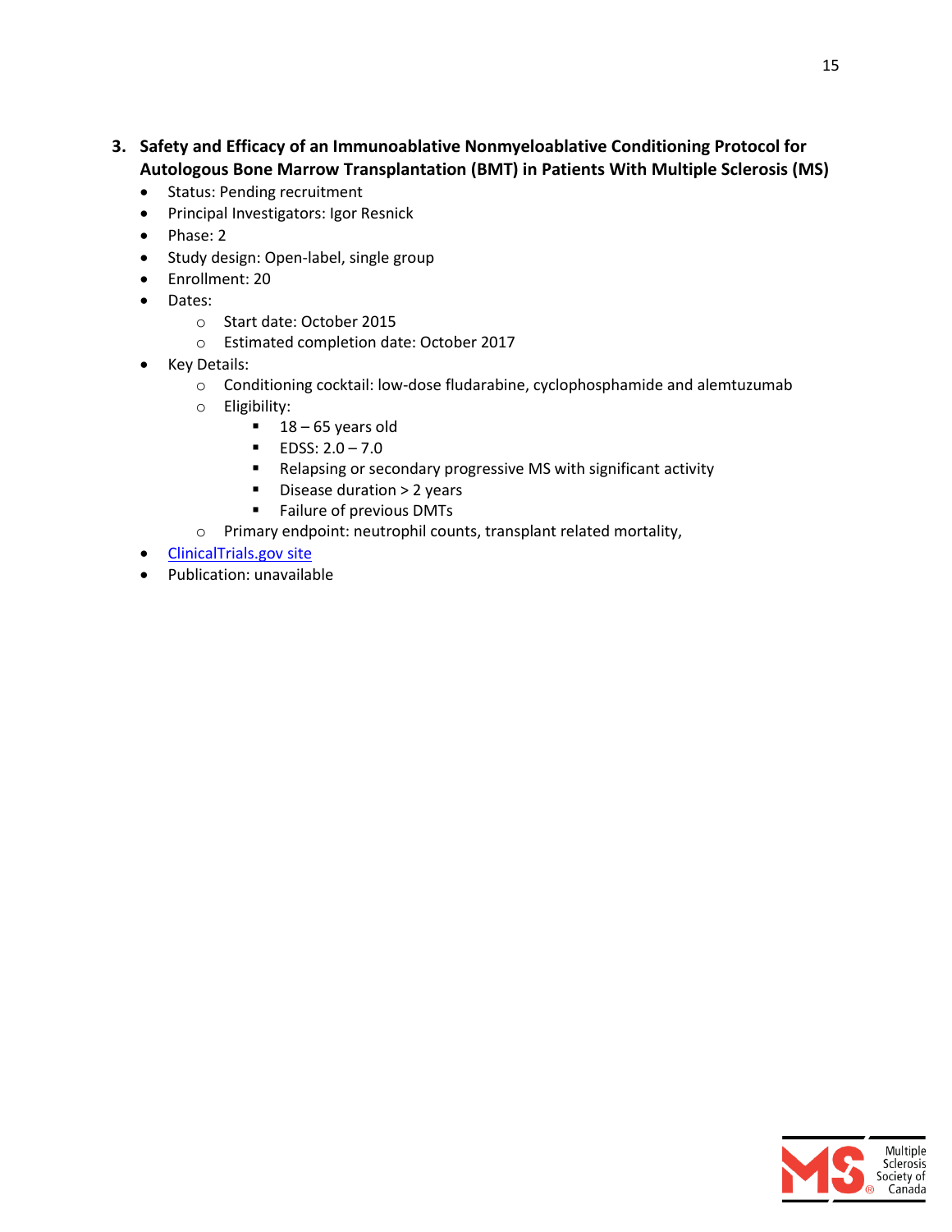3. **Safety and Efficacy of an Immunoablative Nonmyeloablative Conditioning Protocol for Autologous Bone Marrow Transplantation (BMT) in Patients With Multiple Sclerosis (MS)**
   - Status: Pending recruitment
   - Principal Investigators: Igor Resnick
   - Phase: 2
   - Study design: Open-label, single group
   - Enrollment: 20
   - Dates:
     - Start date: October 2015
     - Estimated completion date: October 2017
   - Key Details:
     - Conditioning cocktail: low-dose fludarabine, cyclophosphamide and alemtuzumab
     - Eligibility:
       - 18 – 65 years old
       - EDSS: 2.0 – 7.0
       - Relapsing or secondary progressive MS with significant activity
       - Disease duration > 2 years
       - Failure of previous DMTs
     - Primary endpoint: neutrophil counts, transplant related mortality,
   - ClinicalTrials.gov site
   - Publication: unavailable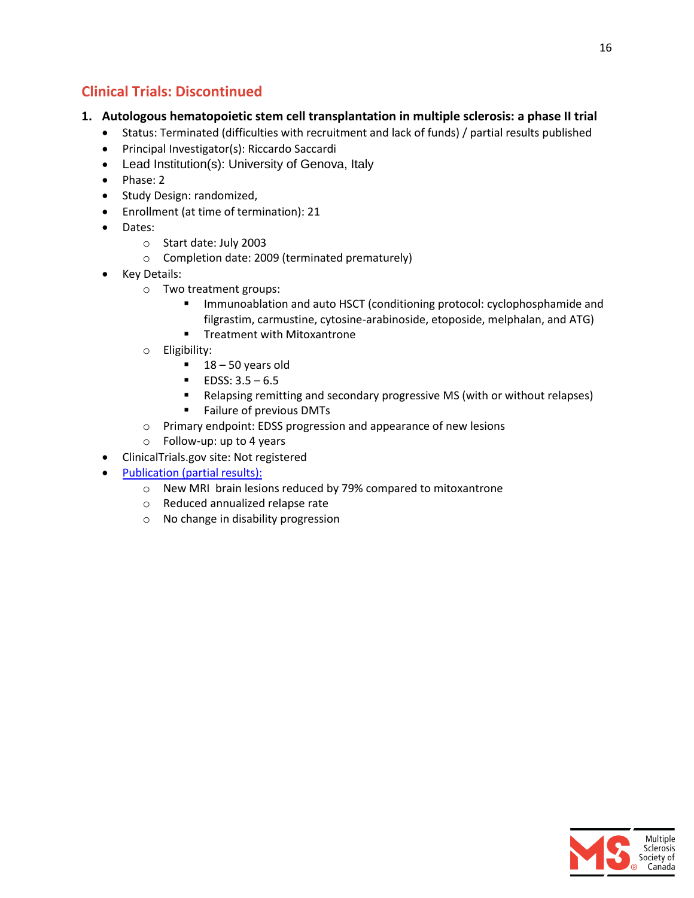## Clinical Trials: Discontinued

1. **Autologous hematopoietic stem cell transplantation in multiple sclerosis: a phase II trial**
   - Status: Terminated (difficulties with recruitment and lack of funds) / partial results published
   - Principal Investigator(s): Riccardo Saccardi
   - Lead Institution(s): University of Genova, Italy
   - Phase: 2
   - Study Design: randomized,
   - Enrollment (at time of termination): 21
   - Dates:
     - Start date: July 2003
     - Completion date: 2009 (terminated prematurely)
   - Key Details:
     - Two treatment groups:
       - Immunoablation and auto HSCT (conditioning protocol: cyclophosphamide and filgrastim, carmustine, cytosine-arabinoside, etoposide, melphalan, and ATG)
       - Treatment with Mitoxantrone
     - Eligibility:
       - 18 – 50 years old
       - EDSS: 3.5 – 6.5
       - Relapsing remitting and secondary progressive MS (with or without relapses)
       - Failure of previous DMTs
     - Primary endpoint: EDSS progression and appearance of new lesions
     - Follow-up: up to 4 years
   - ClinicalTrials.gov site: Not registered
   - Publication (partial results):
     - New MRI brain lesions reduced by 79% compared to mitoxantrone
     - Reduced annualized relapse rate
     - No change in disability progression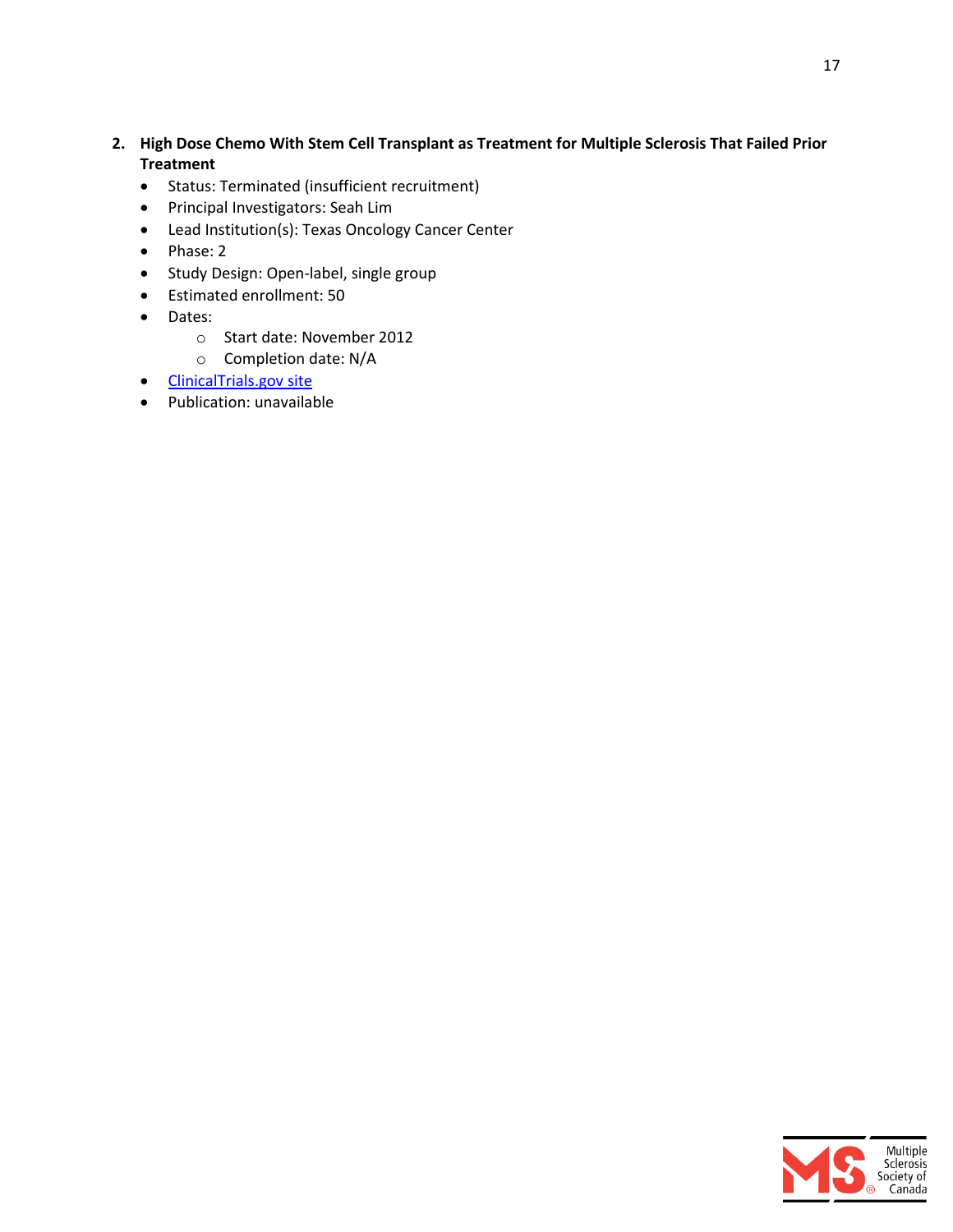2. **High Dose Chemo With Stem Cell Transplant as Treatment for Multiple Sclerosis That Failed Prior Treatment**
   - Status: Terminated (insufficient recruitment)
   - Principal Investigators: Seah Lim
   - Lead Institution(s): Texas Oncology Cancer Center
   - Phase: 2
   - Study Design: Open-label, single group
   - Estimated enrollment: 50
   - Dates:
     - Start date: November 2012
     - Completion date: N/A
   - ClinicalTrials.gov site
   - Publication: unavailable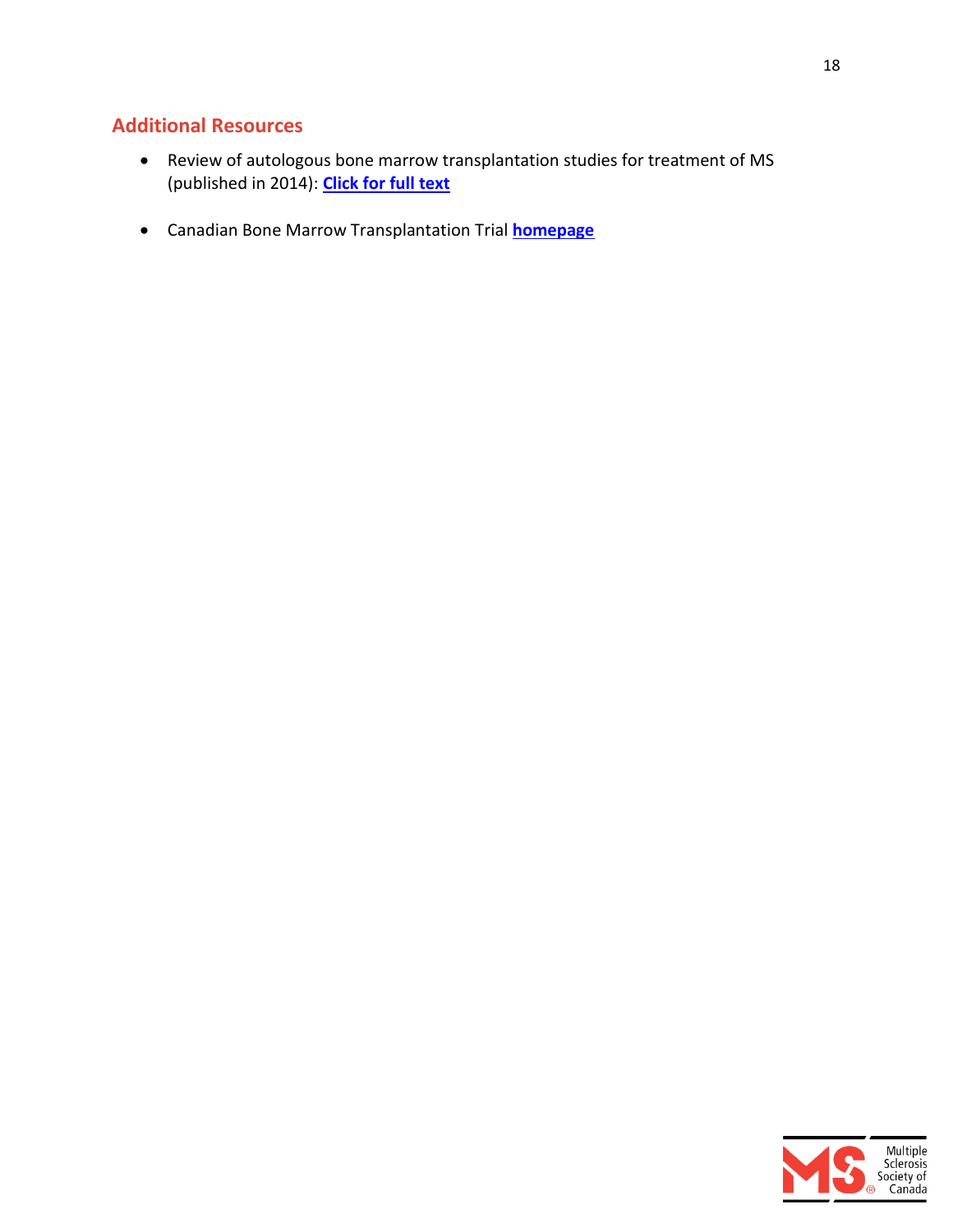## Additional Resources

- Review of autologous bone marrow transplantation studies for treatment of MS (published in 2014): **Click for full text**
- Canadian Bone Marrow Transplantation Trial **homepage**